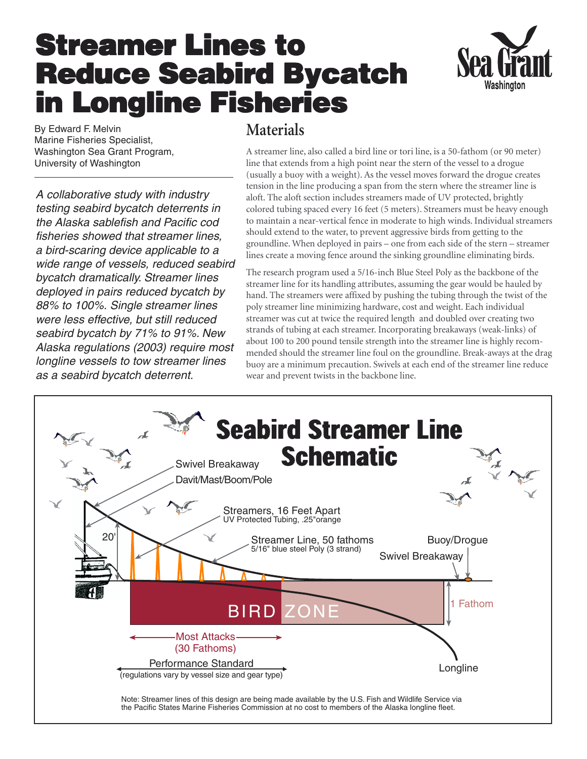# Streamer Lines to Reduce Seabird Bycatch in Longline Fisheries

By Edward F. Melvin
Marine Fisheries Specialist,
Washington Sea Grant Program,
University of Washington

*A collaborative study with industry testing seabird bycatch deterrents in the Alaska sablefish and Pacific cod fisheries showed that streamer lines, a bird-scaring device applicable to a wide range of vessels, reduced seabird bycatch dramatically. Streamer lines deployed in pairs reduced bycatch by 88% to 100%. Single streamer lines were less effective, but still reduced seabird bycatch by 71% to 91%. New Alaska regulations (2003) require most longline vessels to tow streamer lines as a seabird bycatch deterrent.*

## Materials

A streamer line, also called a bird line or tori line, is a 50-fathom (or 90 meter) line that extends from a high point near the stern of the vessel to a drogue (usually a buoy with a weight). As the vessel moves forward the drogue creates tension in the line producing a span from the stern where the streamer line is aloft. The aloft section includes streamers made of UV protected, brightly colored tubing spaced every 16 feet (5 meters). Streamers must be heavy enough to maintain a near-vertical fence in moderate to high winds. Individual streamers should extend to the water, to prevent aggressive birds from getting to the groundline. When deployed in pairs – one from each side of the stern – streamer lines create a moving fence around the sinking groundline eliminating birds.

The research program used a 5/16-inch Blue Steel Poly as the backbone of the streamer line for its handling attributes, assuming the gear would be hauled by hand. The streamers were affixed by pushing the tubing through the twist of the poly streamer line minimizing hardware, cost and weight. Each individual streamer was cut at twice the required length and doubled over creating two strands of tubing at each streamer. Incorporating breakaways (weak-links) of about 100 to 200 pound tensile strength into the streamer line is highly recommended should the streamer line foul on the groundline. Break-aways at the drag buoy are a minimum precaution. Swivels at each end of the streamer line reduce wear and prevent twists in the backbone line.

## Seabird Streamer Line Schematic

Swivel Breakaway
Davit/Mast/Boom/Pole
Streamers, 16 Feet Apart
UV Protected Tubing, .25"orange
20'
Streamer Line, 50 fathoms
5/16" blue steel Poly (3 strand)
Buoy/Drogue
Swivel Breakaway
BIRD ZONE
1 Fathom
Most Attacks (30 Fathoms)
Performance Standard
(regulations vary by vessel size and gear type)
Longline

Note: Streamer lines of this design are being made available by the U.S. Fish and Wildlife Service via the Pacific States Marine Fisheries Commission at no cost to members of the Alaska longline fleet.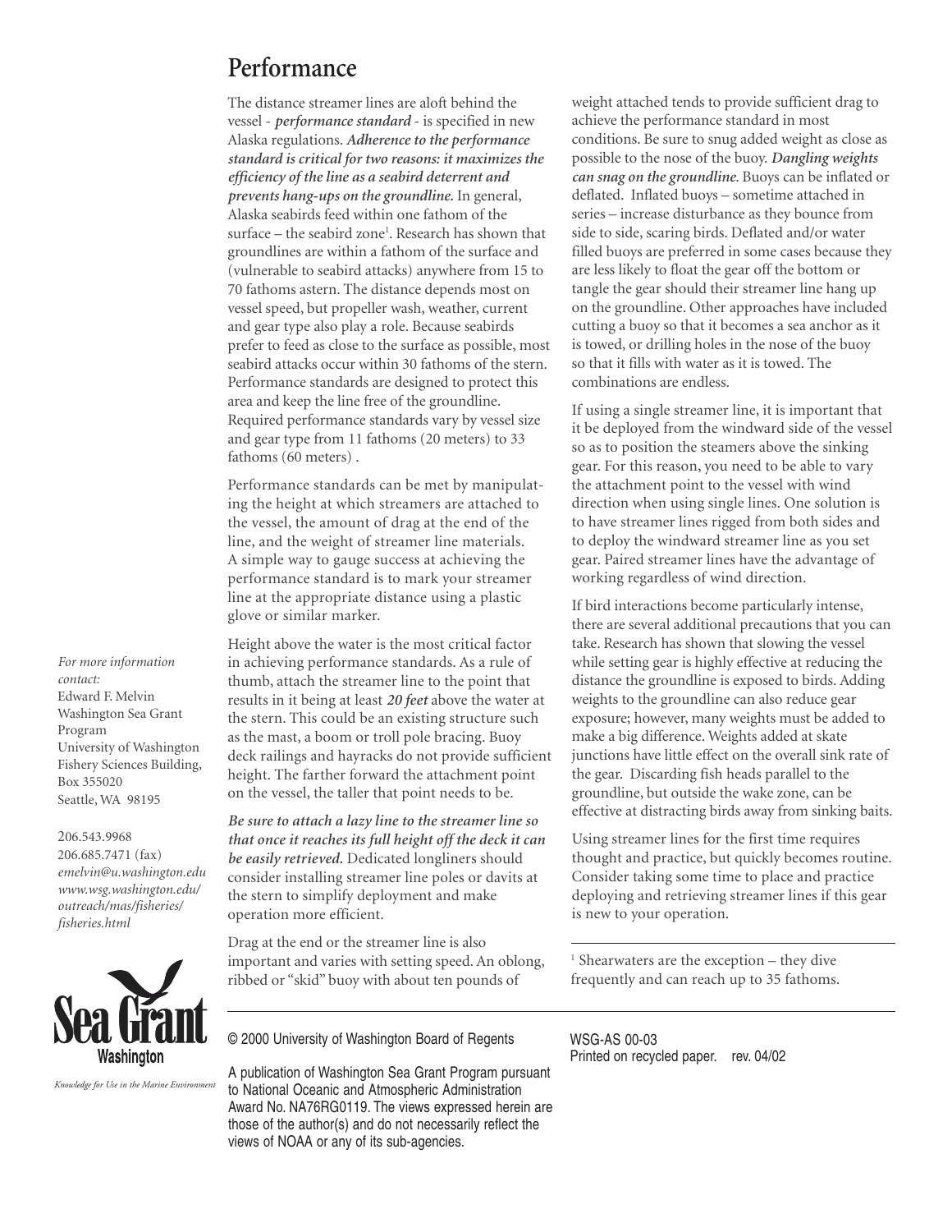## Performance

The distance streamer lines are aloft behind the vessel - ***performance standard*** - is specified in new Alaska regulations. ***Adherence to the performance standard is critical for two reasons: it maximizes the efficiency of the line as a seabird deterrent and prevents hang-ups on the groundline.*** In general, Alaska seabirds feed within one fathom of the surface – the seabird zone[1]. Research has shown that groundlines are within a fathom of the surface and (vulnerable to seabird attacks) anywhere from 15 to 70 fathoms astern. The distance depends most on vessel speed, but propeller wash, weather, current and gear type also play a role. Because seabirds prefer to feed as close to the surface as possible, most seabird attacks occur within 30 fathoms of the stern. Performance standards are designed to protect this area and keep the line free of the groundline. Required performance standards vary by vessel size and gear type from 11 fathoms (20 meters) to 33 fathoms (60 meters) .

Performance standards can be met by manipulating the height at which streamers are attached to the vessel, the amount of drag at the end of the line, and the weight of streamer line materials. A simple way to gauge success at achieving the performance standard is to mark your streamer line at the appropriate distance using a plastic glove or similar marker.

Height above the water is the most critical factor in achieving performance standards. As a rule of thumb, attach the streamer line to the point that results in it being at least ***20 feet*** above the water at the stern. This could be an existing structure such as the mast, a boom or troll pole bracing. Buoy deck railings and hayracks do not provide sufficient height. The farther forward the attachment point on the vessel, the taller that point needs to be.

***Be sure to attach a lazy line to the streamer line so that once it reaches its full height off the deck it can be easily retrieved.*** Dedicated longliners should consider installing streamer line poles or davits at the stern to simplify deployment and make operation more efficient.

Drag at the end or the streamer line is also important and varies with setting speed. An oblong, ribbed or "skid" buoy with about ten pounds of weight attached tends to provide sufficient drag to achieve the performance standard in most conditions. Be sure to snug added weight as close as possible to the nose of the buoy. ***Dangling weights can snag on the groundline.*** Buoys can be inflated or deflated. Inflated buoys – sometime attached in series – increase disturbance as they bounce from side to side, scaring birds. Deflated and/or water filled buoys are preferred in some cases because they are less likely to float the gear off the bottom or tangle the gear should their streamer line hang up on the groundline. Other approaches have included cutting a buoy so that it becomes a sea anchor as it is towed, or drilling holes in the nose of the buoy so that it fills with water as it is towed. The combinations are endless.

If using a single streamer line, it is important that it be deployed from the windward side of the vessel so as to position the steamers above the sinking gear. For this reason, you need to be able to vary the attachment point to the vessel with wind direction when using single lines. One solution is to have streamer lines rigged from both sides and to deploy the windward streamer line as you set gear. Paired streamer lines have the advantage of working regardless of wind direction.

If bird interactions become particularly intense, there are several additional precautions that you can take. Research has shown that slowing the vessel while setting gear is highly effective at reducing the distance the groundline is exposed to birds. Adding weights to the groundline can also reduce gear exposure; however, many weights must be added to make a big difference. Weights added at skate junctions have little effect on the overall sink rate of the gear. Discarding fish heads parallel to the groundline, but outside the wake zone, can be effective at distracting birds away from sinking baits.

Using streamer lines for the first time requires thought and practice, but quickly becomes routine. Consider taking some time to place and practice deploying and retrieving streamer lines if this gear is new to your operation.

[1] Shearwaters are the exception – they dive frequently and can reach up to 35 fathoms.

*For more information contact:*
Edward F. Melvin
Washington Sea Grant Program
University of Washington
Fishery Sciences Building, Box 355020
Seattle, WA 98195

206.543.9968
206.685.7471 (fax)
*emelvin@u.washington.edu*
*www.wsg.washington.edu/outreach/mas/fisheries/fisheries.html*

Sea Grant Washington

*Knowledge for Use in the Marine Environment*

© 2000 University of Washington Board of Regents

A publication of Washington Sea Grant Program pursuant to National Oceanic and Atmospheric Administration Award No. NA76RG0119. The views expressed herein are those of the author(s) and do not necessarily reflect the views of NOAA or any of its sub-agencies.

WSG-AS 00-03
Printed on recycled paper. rev. 04/02